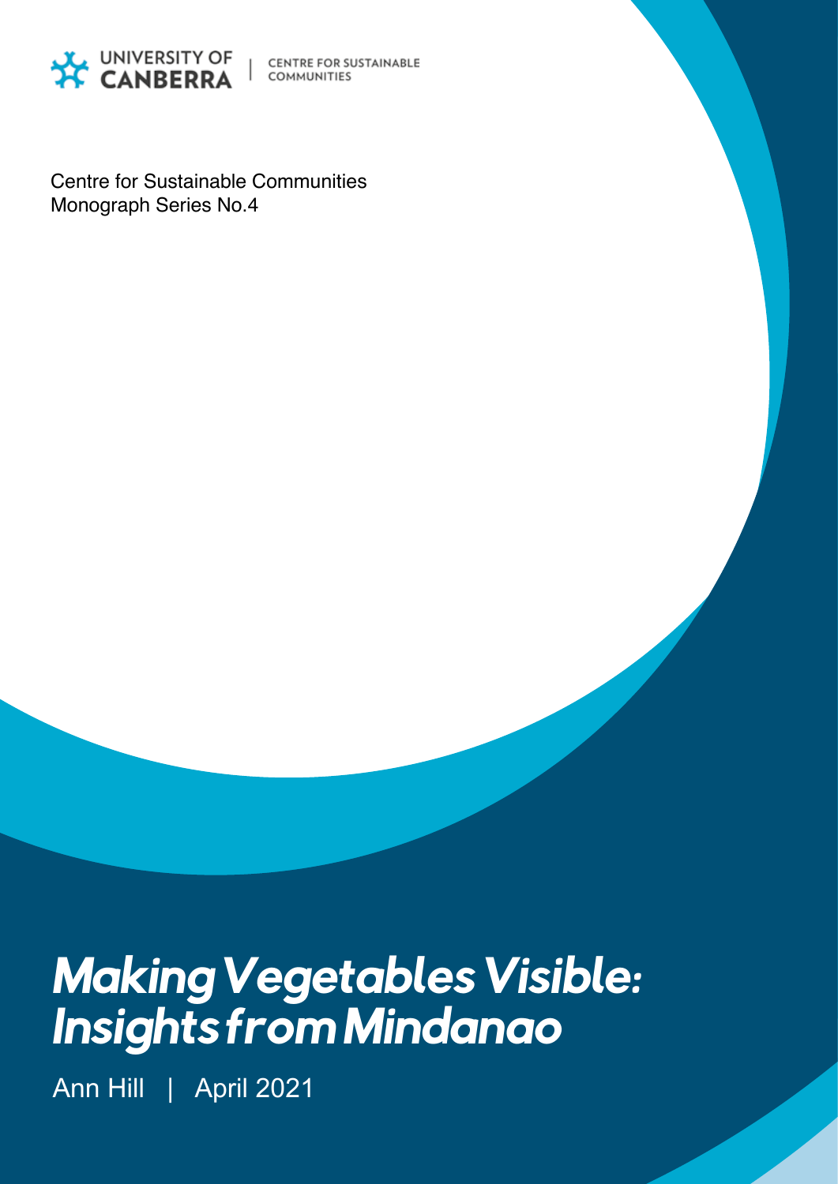UNIVERSITY OF CANBERRA | CENTRE FOR SUSTAINABLE COMMUNITIES

Centre for Sustainable Communities
Monograph Series No.4

# *Making Vegetables Visible: Insights from Mindanao*

Ann Hill | April 2021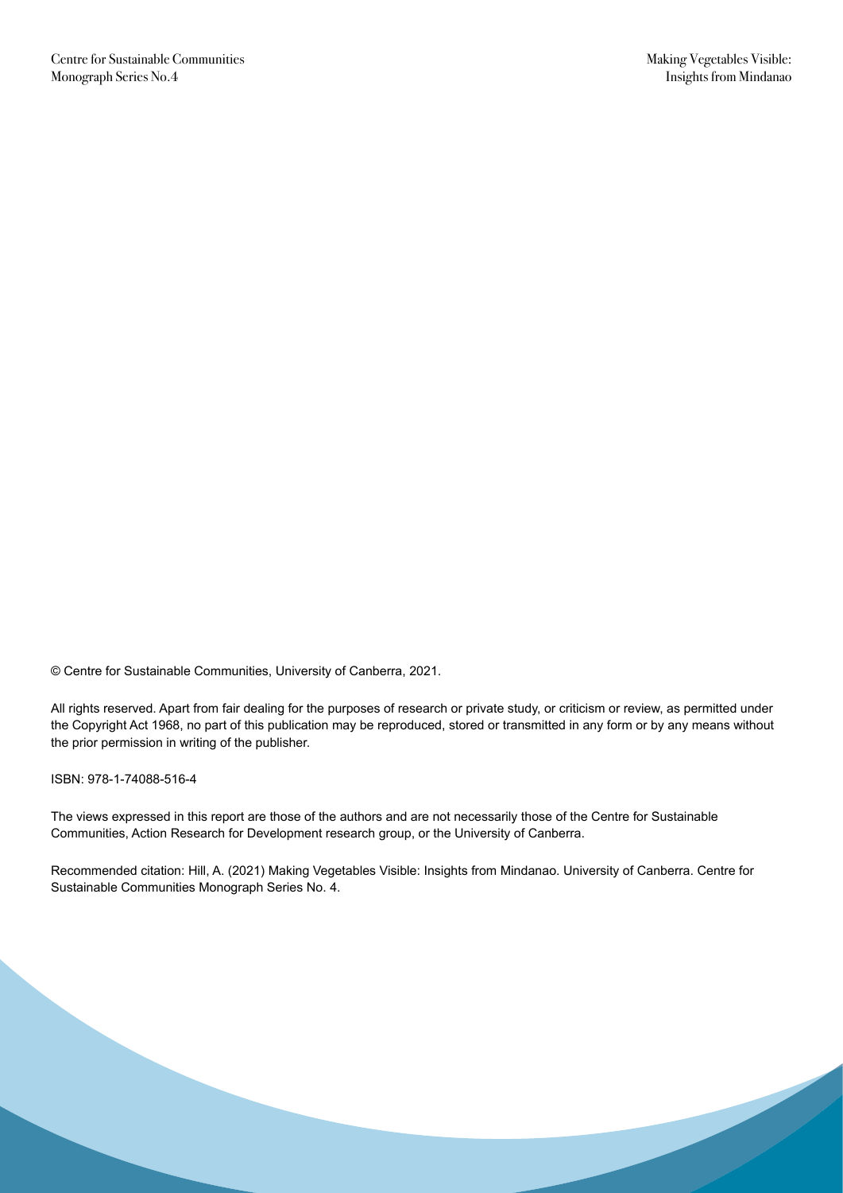© Centre for Sustainable Communities, University of Canberra, 2021.

All rights reserved. Apart from fair dealing for the purposes of research or private study, or criticism or review, as permitted under the Copyright Act 1968, no part of this publication may be reproduced, stored or transmitted in any form or by any means without the prior permission in writing of the publisher.

ISBN: 978-1-74088-516-4

The views expressed in this report are those of the authors and are not necessarily those of the Centre for Sustainable Communities, Action Research for Development research group, or the University of Canberra.

Recommended citation: Hill, A. (2021) Making Vegetables Visible: Insights from Mindanao. University of Canberra. Centre for Sustainable Communities Monograph Series No. 4.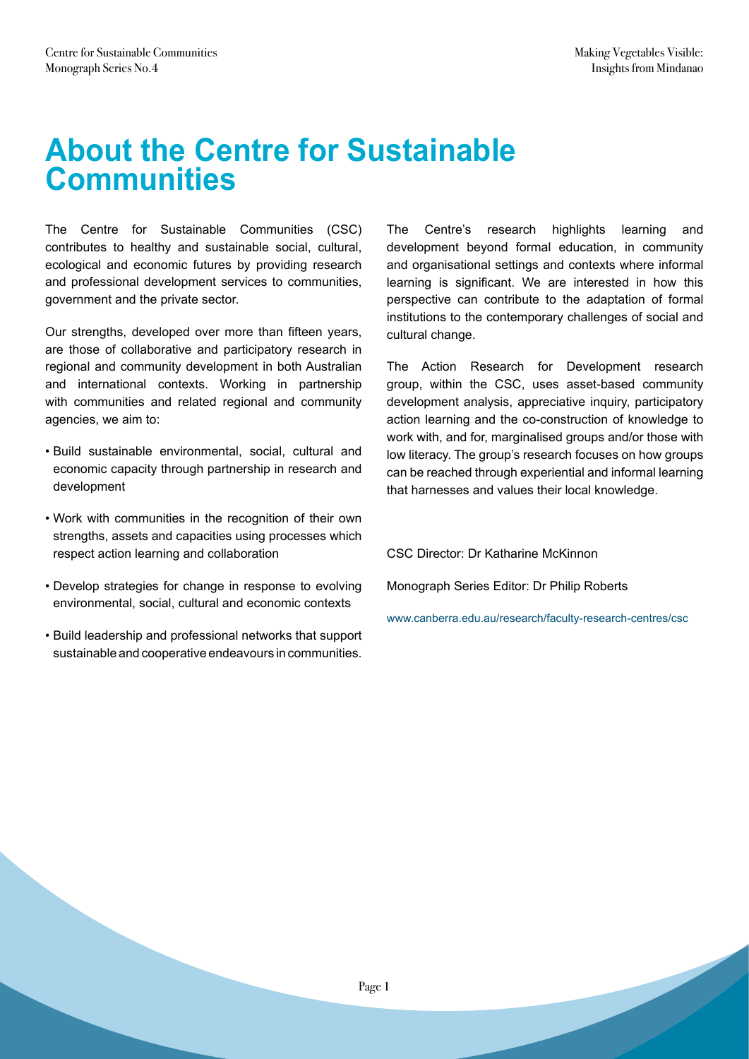# About the Centre for Sustainable Communities

The Centre for Sustainable Communities (CSC) contributes to healthy and sustainable social, cultural, ecological and economic futures by providing research and professional development services to communities, government and the private sector.

Our strengths, developed over more than fifteen years, are those of collaborative and participatory research in regional and community development in both Australian and international contexts. Working in partnership with communities and related regional and community agencies, we aim to:

- Build sustainable environmental, social, cultural and economic capacity through partnership in research and development
- Work with communities in the recognition of their own strengths, assets and capacities using processes which respect action learning and collaboration
- Develop strategies for change in response to evolving environmental, social, cultural and economic contexts
- Build leadership and professional networks that support sustainable and cooperative endeavours in communities.

The Centre's research highlights learning and development beyond formal education, in community and organisational settings and contexts where informal learning is significant. We are interested in how this perspective can contribute to the adaptation of formal institutions to the contemporary challenges of social and cultural change.

The Action Research for Development research group, within the CSC, uses asset-based community development analysis, appreciative inquiry, participatory action learning and the co-construction of knowledge to work with, and for, marginalised groups and/or those with low literacy. The group's research focuses on how groups can be reached through experiential and informal learning that harnesses and values their local knowledge.

CSC Director: Dr Katharine McKinnon

Monograph Series Editor: Dr Philip Roberts

www.canberra.edu.au/research/faculty-research-centres/csc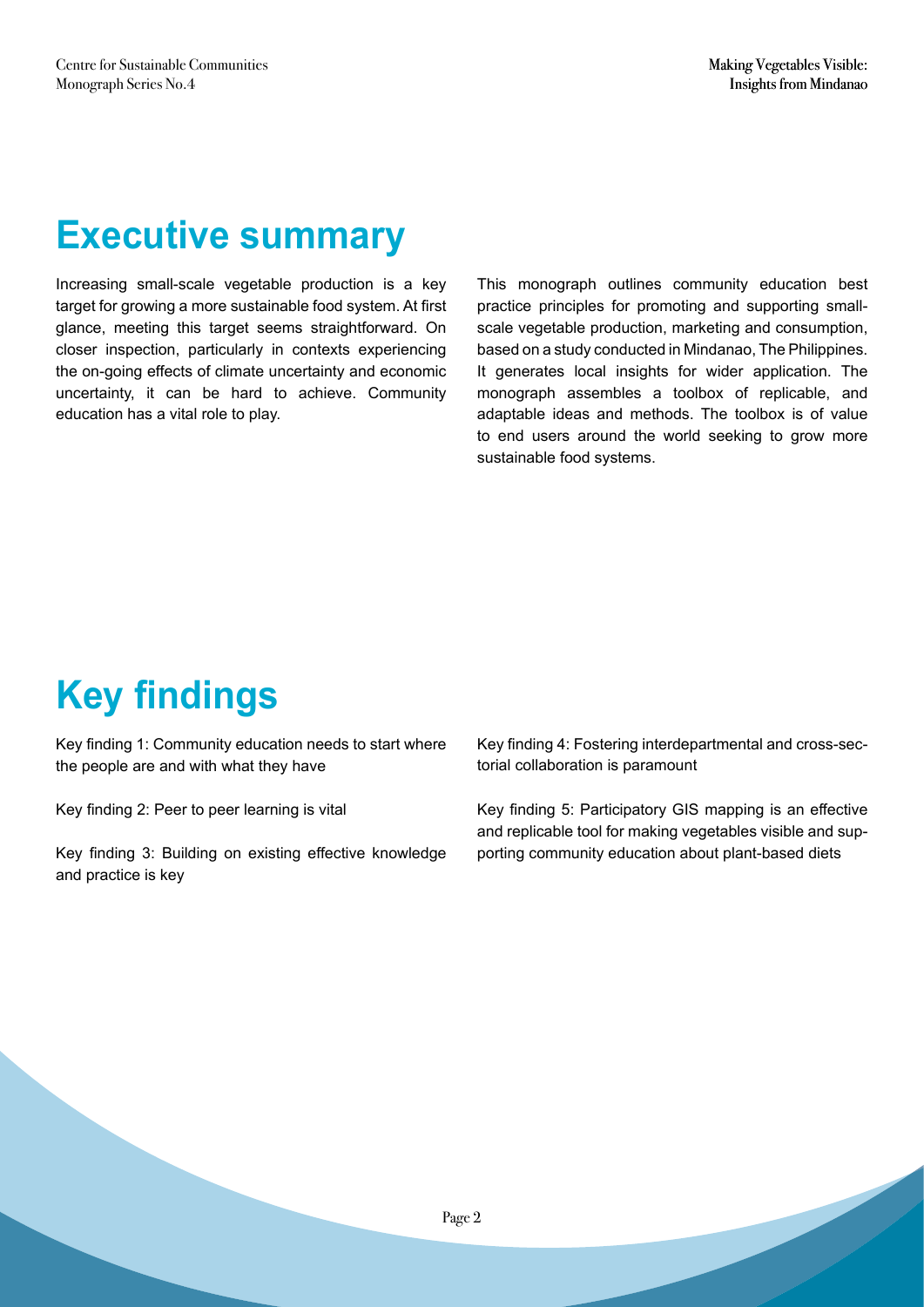# Executive summary

Increasing small-scale vegetable production is a key target for growing a more sustainable food system. At first glance, meeting this target seems straightforward. On closer inspection, particularly in contexts experiencing the on-going effects of climate uncertainty and economic uncertainty, it can be hard to achieve. Community education has a vital role to play.

This monograph outlines community education best practice principles for promoting and supporting small-scale vegetable production, marketing and consumption, based on a study conducted in Mindanao, The Philippines. It generates local insights for wider application. The monograph assembles a toolbox of replicable, and adaptable ideas and methods. The toolbox is of value to end users around the world seeking to grow more sustainable food systems.

# Key findings

Key finding 1: Community education needs to start where the people are and with what they have

Key finding 2: Peer to peer learning is vital

Key finding 3: Building on existing effective knowledge and practice is key

Key finding 4: Fostering interdepartmental and cross-sectorial collaboration is paramount

Key finding 5: Participatory GIS mapping is an effective and replicable tool for making vegetables visible and supporting community education about plant-based diets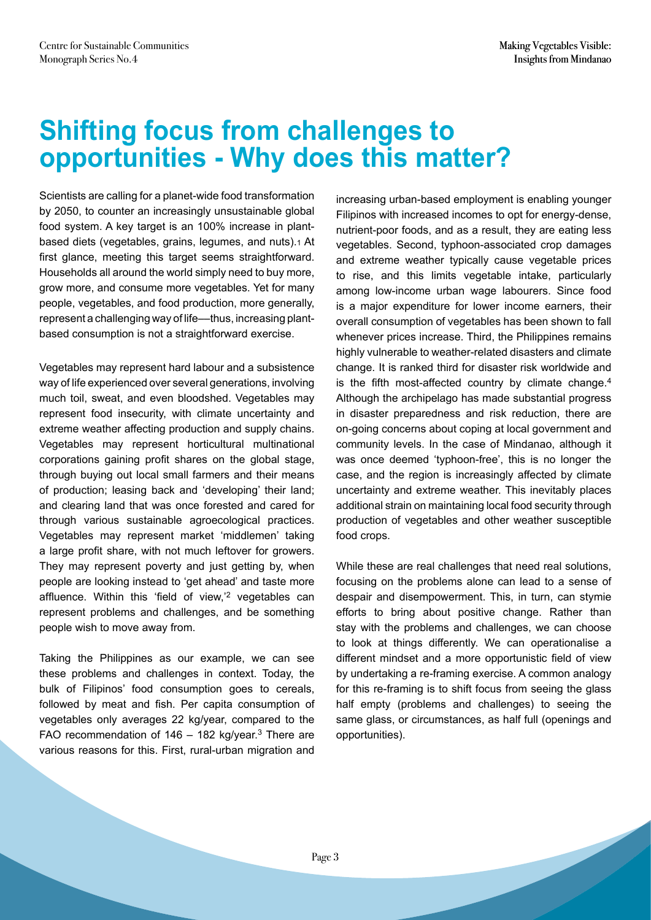# Shifting focus from challenges to opportunities - Why does this matter?

Scientists are calling for a planet-wide food transformation by 2050, to counter an increasingly unsustainable global food system. A key target is an 100% increase in plant-based diets (vegetables, grains, legumes, and nuts).[1] At first glance, meeting this target seems straightforward. Households all around the world simply need to buy more, grow more, and consume more vegetables. Yet for many people, vegetables, and food production, more generally, represent a challenging way of life—thus, increasing plant-based consumption is not a straightforward exercise.

Vegetables may represent hard labour and a subsistence way of life experienced over several generations, involving much toil, sweat, and even bloodshed. Vegetables may represent food insecurity, with climate uncertainty and extreme weather affecting production and supply chains. Vegetables may represent horticultural multinational corporations gaining profit shares on the global stage, through buying out local small farmers and their means of production; leasing back and 'developing' their land; and clearing land that was once forested and cared for through various sustainable agroecological practices. Vegetables may represent market 'middlemen' taking a large profit share, with not much leftover for growers. They may represent poverty and just getting by, when people are looking instead to 'get ahead' and taste more affluence. Within this 'field of view,'[2] vegetables can represent problems and challenges, and be something people wish to move away from.

Taking the Philippines as our example, we can see these problems and challenges in context. Today, the bulk of Filipinos' food consumption goes to cereals, followed by meat and fish. Per capita consumption of vegetables only averages 22 kg/year, compared to the FAO recommendation of 146 – 182 kg/year.[3] There are various reasons for this. First, rural-urban migration and increasing urban-based employment is enabling younger Filipinos with increased incomes to opt for energy-dense, nutrient-poor foods, and as a result, they are eating less vegetables. Second, typhoon-associated crop damages and extreme weather typically cause vegetable prices to rise, and this limits vegetable intake, particularly among low-income urban wage labourers. Since food is a major expenditure for lower income earners, their overall consumption of vegetables has been shown to fall whenever prices increase. Third, the Philippines remains highly vulnerable to weather-related disasters and climate change. It is ranked third for disaster risk worldwide and is the fifth most-affected country by climate change.[4] Although the archipelago has made substantial progress in disaster preparedness and risk reduction, there are on-going concerns about coping at local government and community levels. In the case of Mindanao, although it was once deemed 'typhoon-free', this is no longer the case, and the region is increasingly affected by climate uncertainty and extreme weather. This inevitably places additional strain on maintaining local food security through production of vegetables and other weather susceptible food crops.

While these are real challenges that need real solutions, focusing on the problems alone can lead to a sense of despair and disempowerment. This, in turn, can stymie efforts to bring about positive change. Rather than stay with the problems and challenges, we can choose to look at things differently. We can operationalise a different mindset and a more opportunistic field of view by undertaking a re-framing exercise. A common analogy for this re-framing is to shift focus from seeing the glass half empty (problems and challenges) to seeing the same glass, or circumstances, as half full (openings and opportunities).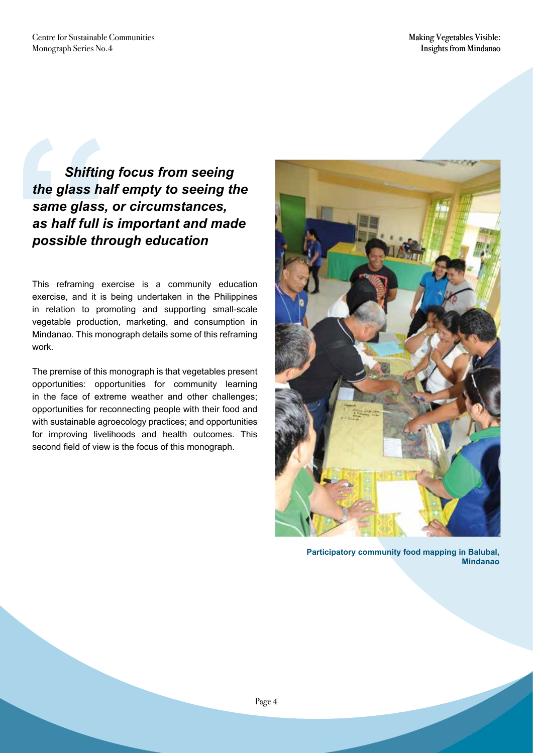***Shifting focus from seeing the glass half empty to seeing the same glass, or circumstances, as half full is important and made possible through education***

This reframing exercise is a community education exercise, and it is being undertaken in the Philippines in relation to promoting and supporting small-scale vegetable production, marketing, and consumption in Mindanao. This monograph details some of this reframing work.

The premise of this monograph is that vegetables present opportunities: opportunities for community learning in the face of extreme weather and other challenges; opportunities for reconnecting people with their food and with sustainable agroecology practices; and opportunities for improving livelihoods and health outcomes. This second field of view is the focus of this monograph.

**Participatory community food mapping in Balubal, Mindanao**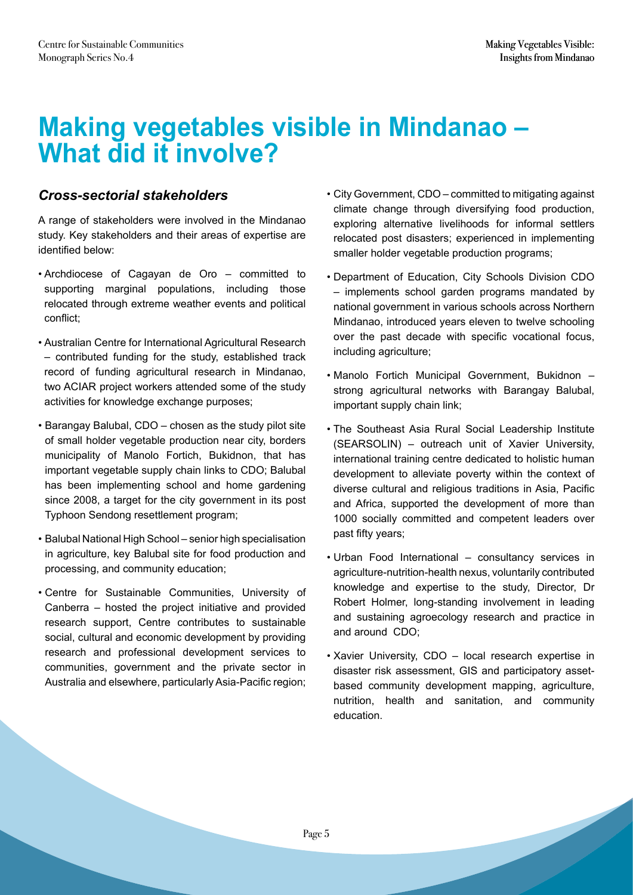# Making vegetables visible in Mindanao – What did it involve?

### *Cross-sectorial stakeholders*

A range of stakeholders were involved in the Mindanao study. Key stakeholders and their areas of expertise are identified below:

- Archdiocese of Cagayan de Oro – committed to supporting marginal populations, including those relocated through extreme weather events and political conflict;
- Australian Centre for International Agricultural Research – contributed funding for the study, established track record of funding agricultural research in Mindanao, two ACIAR project workers attended some of the study activities for knowledge exchange purposes;
- Barangay Balubal, CDO – chosen as the study pilot site of small holder vegetable production near city, borders municipality of Manolo Fortich, Bukidnon, that has important vegetable supply chain links to CDO; Balubal has been implementing school and home gardening since 2008, a target for the city government in its post Typhoon Sendong resettlement program;
- Balubal National High School – senior high specialisation in agriculture, key Balubal site for food production and processing, and community education;
- Centre for Sustainable Communities, University of Canberra – hosted the project initiative and provided research support, Centre contributes to sustainable social, cultural and economic development by providing research and professional development services to communities, government and the private sector in Australia and elsewhere, particularly Asia-Pacific region;
- City Government, CDO – committed to mitigating against climate change through diversifying food production, exploring alternative livelihoods for informal settlers relocated post disasters; experienced in implementing smaller holder vegetable production programs;
- Department of Education, City Schools Division CDO – implements school garden programs mandated by national government in various schools across Northern Mindanao, introduced years eleven to twelve schooling over the past decade with specific vocational focus, including agriculture;
- Manolo Fortich Municipal Government, Bukidnon – strong agricultural networks with Barangay Balubal, important supply chain link;
- The Southeast Asia Rural Social Leadership Institute (SEARSOLIN) – outreach unit of Xavier University, international training centre dedicated to holistic human development to alleviate poverty within the context of diverse cultural and religious traditions in Asia, Pacific and Africa, supported the development of more than 1000 socially committed and competent leaders over past fifty years;
- Urban Food International – consultancy services in agriculture-nutrition-health nexus, voluntarily contributed knowledge and expertise to the study, Director, Dr Robert Holmer, long-standing involvement in leading and sustaining agroecology research and practice in and around CDO;
- Xavier University, CDO – local research expertise in disaster risk assessment, GIS and participatory asset-based community development mapping, agriculture, nutrition, health and sanitation, and community education.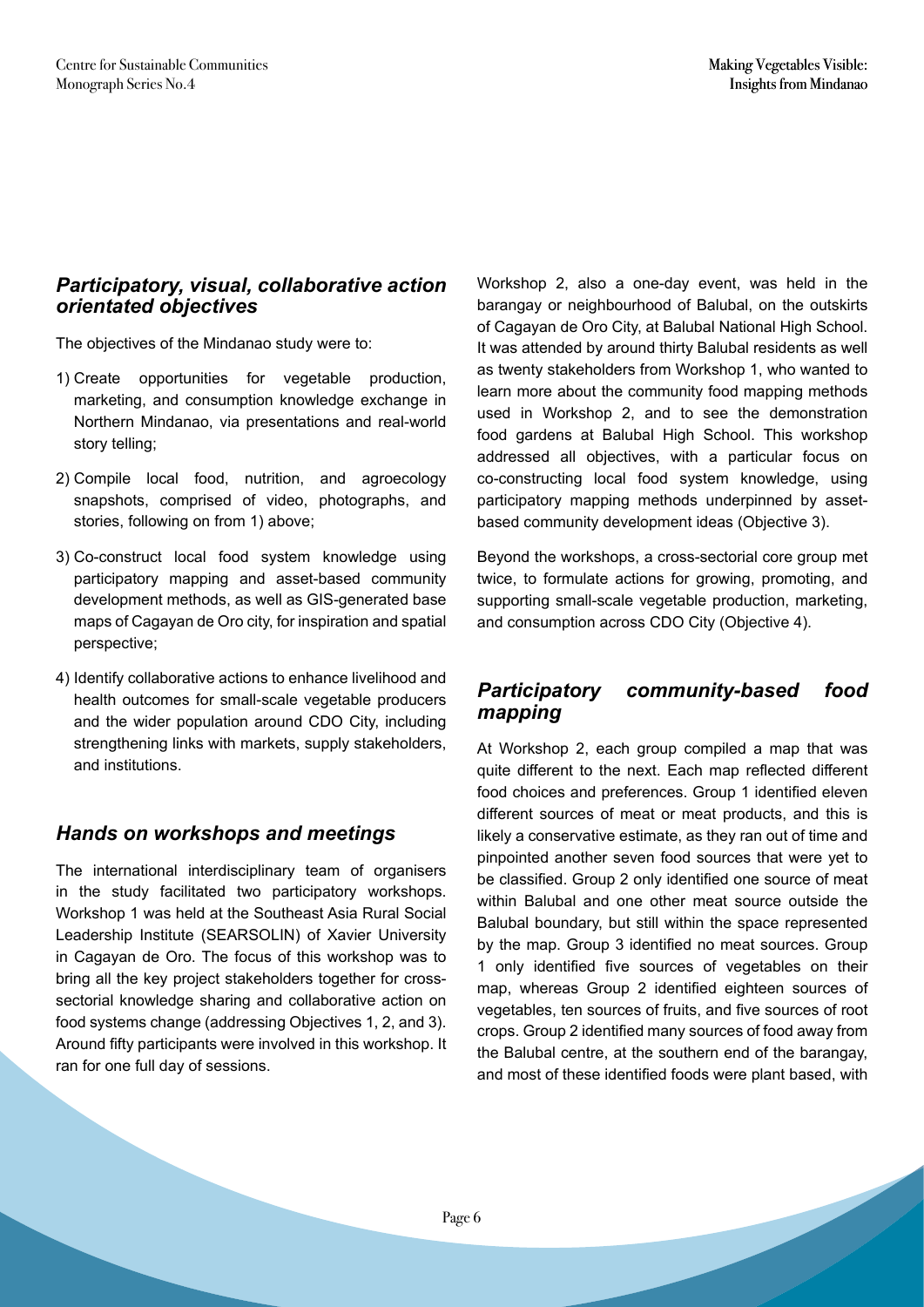## *Participatory, visual, collaborative action orientated objectives*

The objectives of the Mindanao study were to:

1) Create opportunities for vegetable production, marketing, and consumption knowledge exchange in Northern Mindanao, via presentations and real-world story telling;
2) Compile local food, nutrition, and agroecology snapshots, comprised of video, photographs, and stories, following on from 1) above;
3) Co-construct local food system knowledge using participatory mapping and asset-based community development methods, as well as GIS-generated base maps of Cagayan de Oro city, for inspiration and spatial perspective;
4) Identify collaborative actions to enhance livelihood and health outcomes for small-scale vegetable producers and the wider population around CDO City, including strengthening links with markets, supply stakeholders, and institutions.

## *Hands on workshops and meetings*

The international interdisciplinary team of organisers in the study facilitated two participatory workshops. Workshop 1 was held at the Southeast Asia Rural Social Leadership Institute (SEARSOLIN) of Xavier University in Cagayan de Oro. The focus of this workshop was to bring all the key project stakeholders together for cross-sectorial knowledge sharing and collaborative action on food systems change (addressing Objectives 1, 2, and 3). Around fifty participants were involved in this workshop. It ran for one full day of sessions.

Workshop 2, also a one-day event, was held in the barangay or neighbourhood of Balubal, on the outskirts of Cagayan de Oro City, at Balubal National High School. It was attended by around thirty Balubal residents as well as twenty stakeholders from Workshop 1, who wanted to learn more about the community food mapping methods used in Workshop 2, and to see the demonstration food gardens at Balubal High School. This workshop addressed all objectives, with a particular focus on co-constructing local food system knowledge, using participatory mapping methods underpinned by asset-based community development ideas (Objective 3).

Beyond the workshops, a cross-sectorial core group met twice, to formulate actions for growing, promoting, and supporting small-scale vegetable production, marketing, and consumption across CDO City (Objective 4).

## *Participatory community-based food mapping*

At Workshop 2, each group compiled a map that was quite different to the next. Each map reflected different food choices and preferences. Group 1 identified eleven different sources of meat or meat products, and this is likely a conservative estimate, as they ran out of time and pinpointed another seven food sources that were yet to be classified. Group 2 only identified one source of meat within Balubal and one other meat source outside the Balubal boundary, but still within the space represented by the map. Group 3 identified no meat sources. Group 1 only identified five sources of vegetables on their map, whereas Group 2 identified eighteen sources of vegetables, ten sources of fruits, and five sources of root crops. Group 2 identified many sources of food away from the Balubal centre, at the southern end of the barangay, and most of these identified foods were plant based, with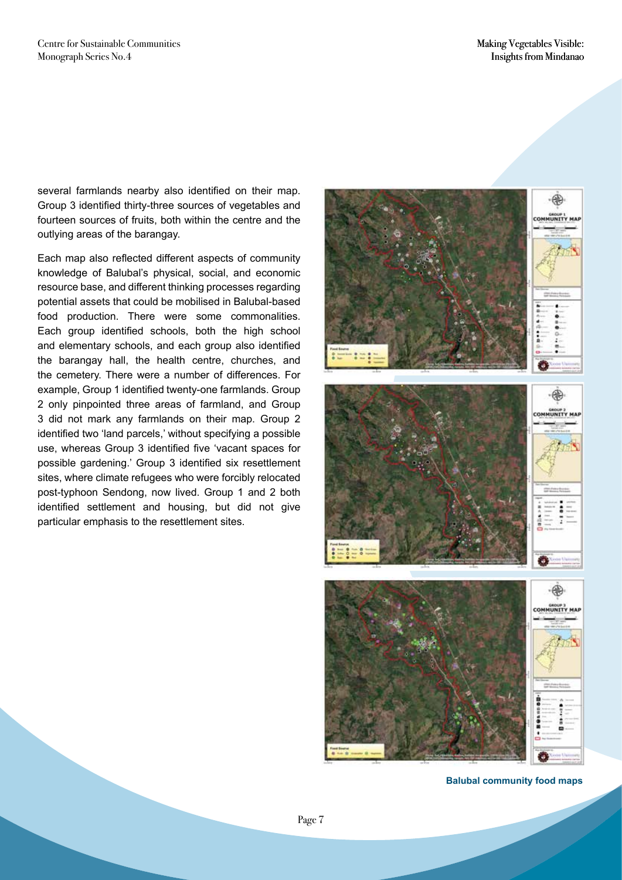several farmlands nearby also identified on their map. Group 3 identified thirty-three sources of vegetables and fourteen sources of fruits, both within the centre and the outlying areas of the barangay.

Each map also reflected different aspects of community knowledge of Balubal's physical, social, and economic resource base, and different thinking processes regarding potential assets that could be mobilised in Balubal-based food production. There were some commonalities. Each group identified schools, both the high school and elementary schools, and each group also identified the barangay hall, the health centre, churches, and the cemetery. There were a number of differences. For example, Group 1 identified twenty-one farmlands. Group 2 only pinpointed three areas of farmland, and Group 3 did not mark any farmlands on their map. Group 2 identified two 'land parcels,' without specifying a possible use, whereas Group 3 identified five 'vacant spaces for possible gardening.' Group 3 identified six resettlement sites, where climate refugees who were forcibly relocated post-typhoon Sendong, now lived. Group 1 and 2 both identified settlement and housing, but did not give particular emphasis to the resettlement sites.

**Balubal community food maps**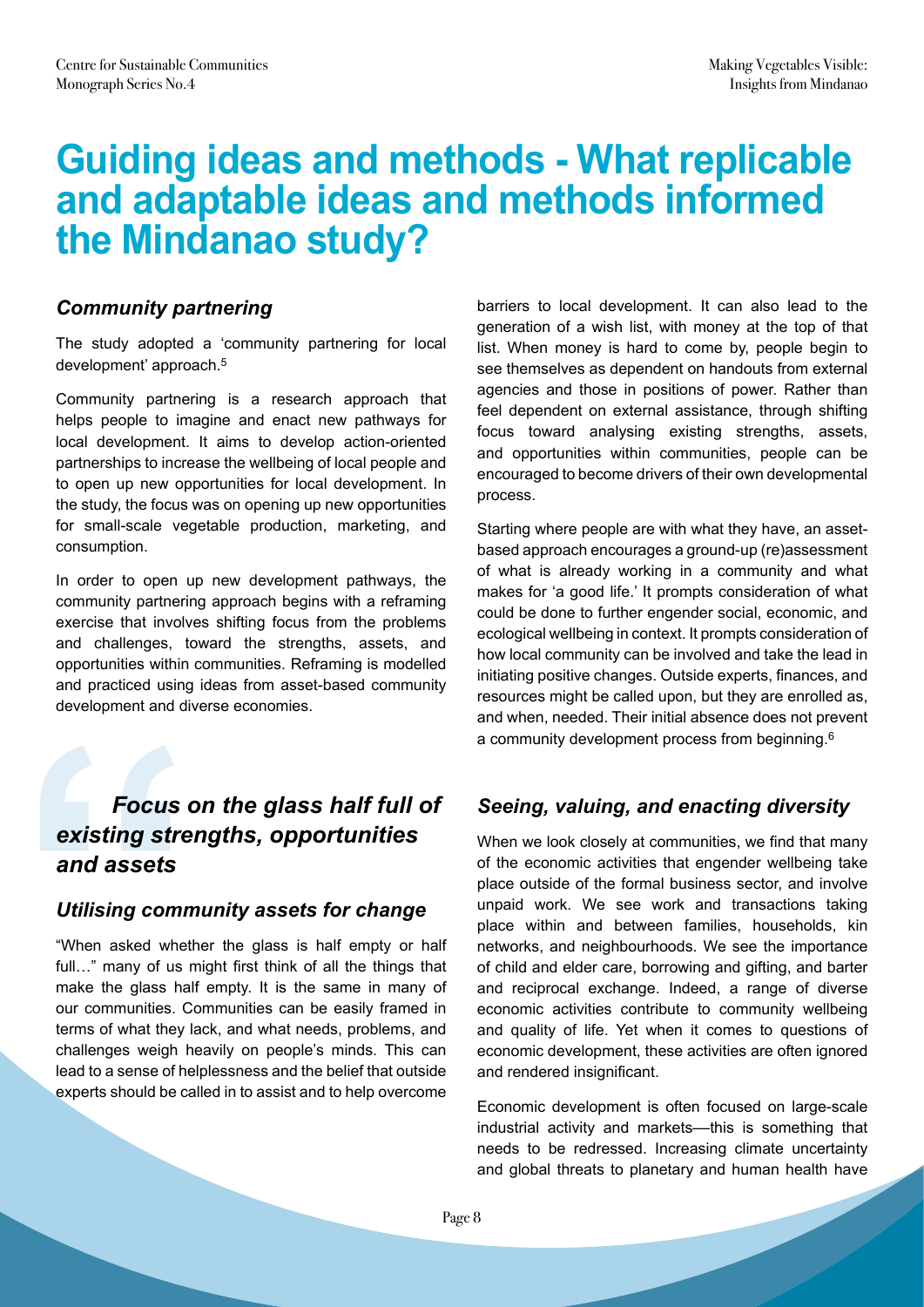# Guiding ideas and methods - What replicable and adaptable ideas and methods informed the Mindanao study?

## *Community partnering*

The study adopted a 'community partnering for local development' approach.[5]

Community partnering is a research approach that helps people to imagine and enact new pathways for local development. It aims to develop action-oriented partnerships to increase the wellbeing of local people and to open up new opportunities for local development. In the study, the focus was on opening up new opportunities for small-scale vegetable production, marketing, and consumption.

In order to open up new development pathways, the community partnering approach begins with a reframing exercise that involves shifting focus from the problems and challenges, toward the strengths, assets, and opportunities within communities. Reframing is modelled and practiced using ideas from asset-based community development and diverse economies.

> ***Focus on the glass half full of existing strengths, opportunities and assets***

## *Utilising community assets for change*

"When asked whether the glass is half empty or half full…" many of us might first think of all the things that make the glass half empty. It is the same in many of our communities. Communities can be easily framed in terms of what they lack, and what needs, problems, and challenges weigh heavily on people's minds. This can lead to a sense of helplessness and the belief that outside experts should be called in to assist and to help overcome barriers to local development. It can also lead to the generation of a wish list, with money at the top of that list. When money is hard to come by, people begin to see themselves as dependent on handouts from external agencies and those in positions of power. Rather than feel dependent on external assistance, through shifting focus toward analysing existing strengths, assets, and opportunities within communities, people can be encouraged to become drivers of their own developmental process.

Starting where people are with what they have, an asset-based approach encourages a ground-up (re)assessment of what is already working in a community and what makes for 'a good life.' It prompts consideration of what could be done to further engender social, economic, and ecological wellbeing in context. It prompts consideration of how local community can be involved and take the lead in initiating positive changes. Outside experts, finances, and resources might be called upon, but they are enrolled as, and when, needed. Their initial absence does not prevent a community development process from beginning.[6]

## *Seeing, valuing, and enacting diversity*

When we look closely at communities, we find that many of the economic activities that engender wellbeing take place outside of the formal business sector, and involve unpaid work. We see work and transactions taking place within and between families, households, kin networks, and neighbourhoods. We see the importance of child and elder care, borrowing and gifting, and barter and reciprocal exchange. Indeed, a range of diverse economic activities contribute to community wellbeing and quality of life. Yet when it comes to questions of economic development, these activities are often ignored and rendered insignificant.

Economic development is often focused on large-scale industrial activity and markets—this is something that needs to be redressed. Increasing climate uncertainty and global threats to planetary and human health have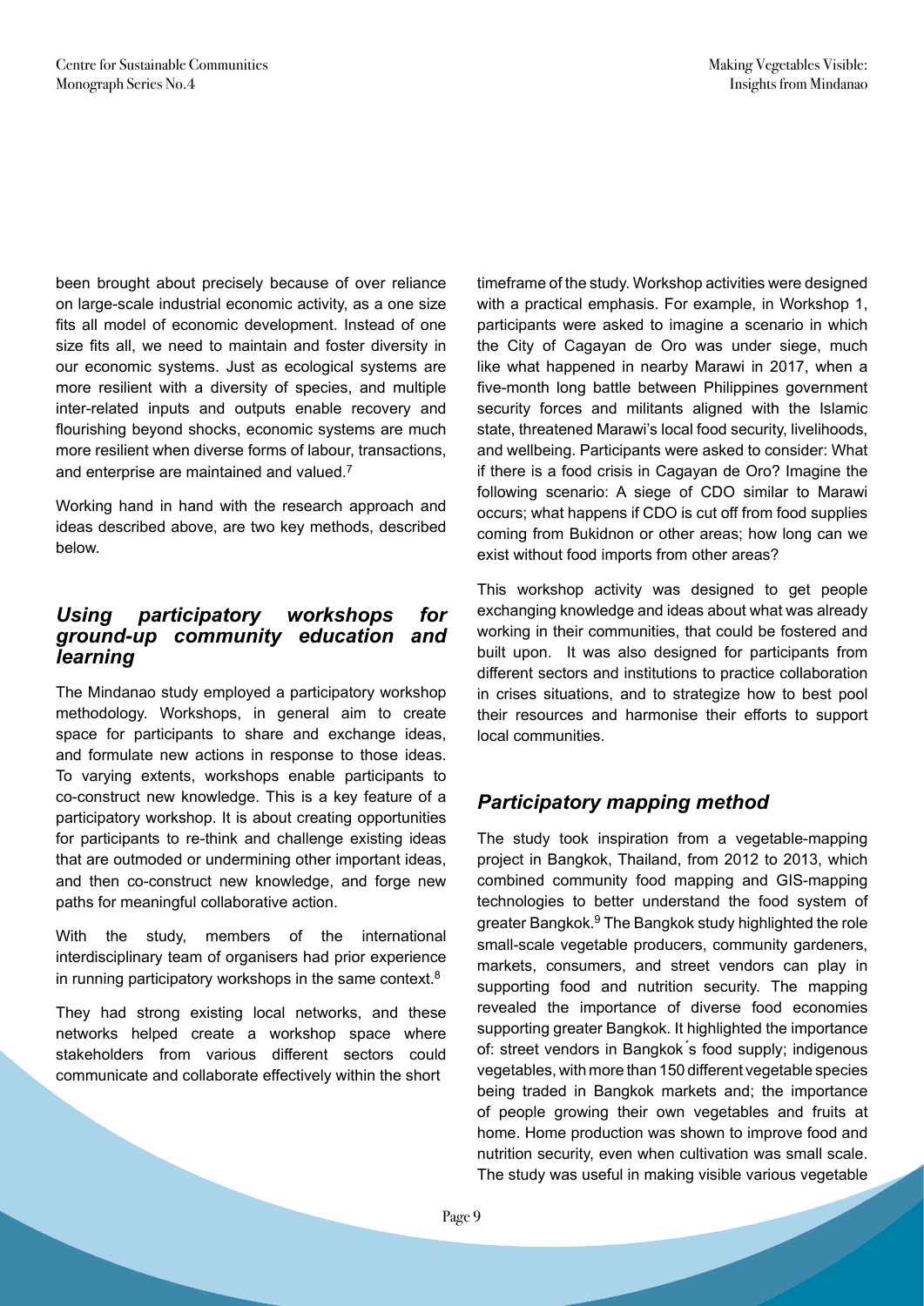been brought about precisely because of over reliance on large-scale industrial economic activity, as a one size fits all model of economic development. Instead of one size fits all, we need to maintain and foster diversity in our economic systems. Just as ecological systems are more resilient with a diversity of species, and multiple inter-related inputs and outputs enable recovery and flourishing beyond shocks, economic systems are much more resilient when diverse forms of labour, transactions, and enterprise are maintained and valued.[7]

Working hand in hand with the research approach and ideas described above, are two key methods, described below.

## *Using participatory workshops for ground-up community education and learning*

The Mindanao study employed a participatory workshop methodology. Workshops, in general aim to create space for participants to share and exchange ideas, and formulate new actions in response to those ideas. To varying extents, workshops enable participants to co-construct new knowledge. This is a key feature of a participatory workshop. It is about creating opportunities for participants to re-think and challenge existing ideas that are outmoded or undermining other important ideas, and then co-construct new knowledge, and forge new paths for meaningful collaborative action.

With the study, members of the international interdisciplinary team of organisers had prior experience in running participatory workshops in the same context.[8]

They had strong existing local networks, and these networks helped create a workshop space where stakeholders from various different sectors could communicate and collaborate effectively within the short timeframe of the study. Workshop activities were designed with a practical emphasis. For example, in Workshop 1, participants were asked to imagine a scenario in which the City of Cagayan de Oro was under siege, much like what happened in nearby Marawi in 2017, when a five-month long battle between Philippines government security forces and militants aligned with the Islamic state, threatened Marawi's local food security, livelihoods, and wellbeing. Participants were asked to consider: What if there is a food crisis in Cagayan de Oro? Imagine the following scenario: A siege of CDO similar to Marawi occurs; what happens if CDO is cut off from food supplies coming from Bukidnon or other areas; how long can we exist without food imports from other areas?

This workshop activity was designed to get people exchanging knowledge and ideas about what was already working in their communities, that could be fostered and built upon. It was also designed for participants from different sectors and institutions to practice collaboration in crises situations, and to strategize how to best pool their resources and harmonise their efforts to support local communities.

## *Participatory mapping method*

The study took inspiration from a vegetable-mapping project in Bangkok, Thailand, from 2012 to 2013, which combined community food mapping and GIS-mapping technologies to better understand the food system of greater Bangkok.[9] The Bangkok study highlighted the role small-scale vegetable producers, community gardeners, markets, consumers, and street vendors can play in supporting food and nutrition security. The mapping revealed the importance of diverse food economies supporting greater Bangkok. It highlighted the importance of: street vendors in Bangkok´s food supply; indigenous vegetables, with more than 150 different vegetable species being traded in Bangkok markets and; the importance of people growing their own vegetables and fruits at home. Home production was shown to improve food and nutrition security, even when cultivation was small scale. The study was useful in making visible various vegetable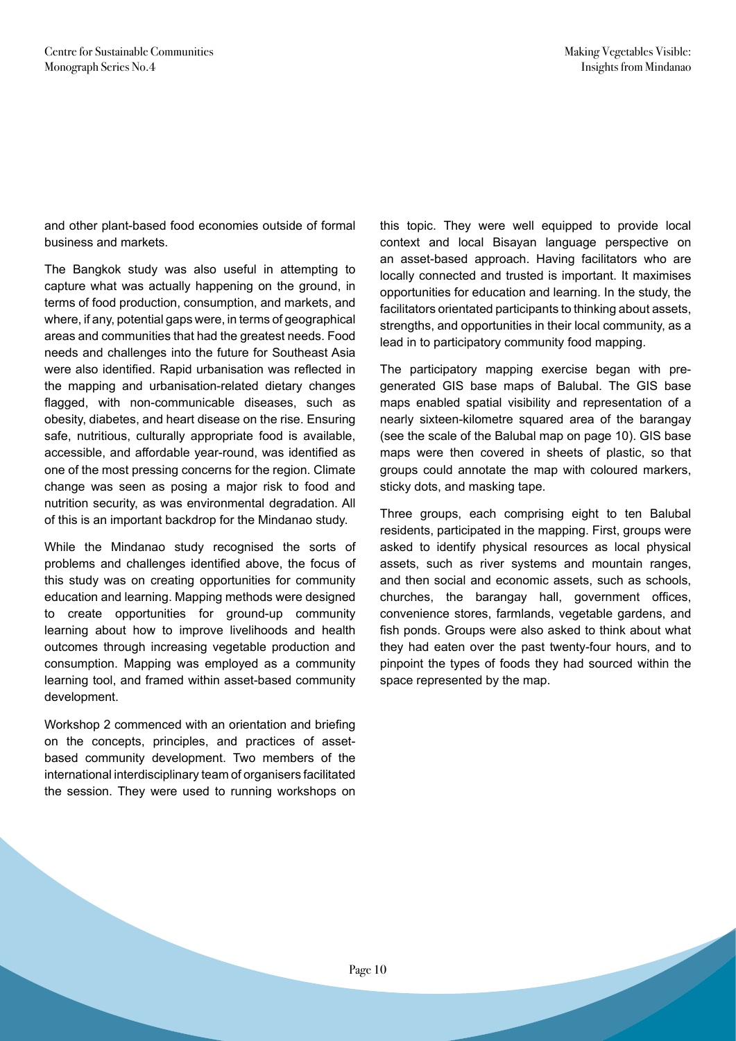and other plant-based food economies outside of formal business and markets.

The Bangkok study was also useful in attempting to capture what was actually happening on the ground, in terms of food production, consumption, and markets, and where, if any, potential gaps were, in terms of geographical areas and communities that had the greatest needs. Food needs and challenges into the future for Southeast Asia were also identified. Rapid urbanisation was reflected in the mapping and urbanisation-related dietary changes flagged, with non-communicable diseases, such as obesity, diabetes, and heart disease on the rise. Ensuring safe, nutritious, culturally appropriate food is available, accessible, and affordable year-round, was identified as one of the most pressing concerns for the region. Climate change was seen as posing a major risk to food and nutrition security, as was environmental degradation. All of this is an important backdrop for the Mindanao study.

While the Mindanao study recognised the sorts of problems and challenges identified above, the focus of this study was on creating opportunities for community education and learning. Mapping methods were designed to create opportunities for ground-up community learning about how to improve livelihoods and health outcomes through increasing vegetable production and consumption. Mapping was employed as a community learning tool, and framed within asset-based community development.

Workshop 2 commenced with an orientation and briefing on the concepts, principles, and practices of asset-based community development. Two members of the international interdisciplinary team of organisers facilitated the session. They were used to running workshops on this topic. They were well equipped to provide local context and local Bisayan language perspective on an asset-based approach. Having facilitators who are locally connected and trusted is important. It maximises opportunities for education and learning. In the study, the facilitators orientated participants to thinking about assets, strengths, and opportunities in their local community, as a lead in to participatory community food mapping.

The participatory mapping exercise began with pre-generated GIS base maps of Balubal. The GIS base maps enabled spatial visibility and representation of a nearly sixteen-kilometre squared area of the barangay (see the scale of the Balubal map on page 10). GIS base maps were then covered in sheets of plastic, so that groups could annotate the map with coloured markers, sticky dots, and masking tape.

Three groups, each comprising eight to ten Balubal residents, participated in the mapping. First, groups were asked to identify physical resources as local physical assets, such as river systems and mountain ranges, and then social and economic assets, such as schools, churches, the barangay hall, government offices, convenience stores, farmlands, vegetable gardens, and fish ponds. Groups were also asked to think about what they had eaten over the past twenty-four hours, and to pinpoint the types of foods they had sourced within the space represented by the map.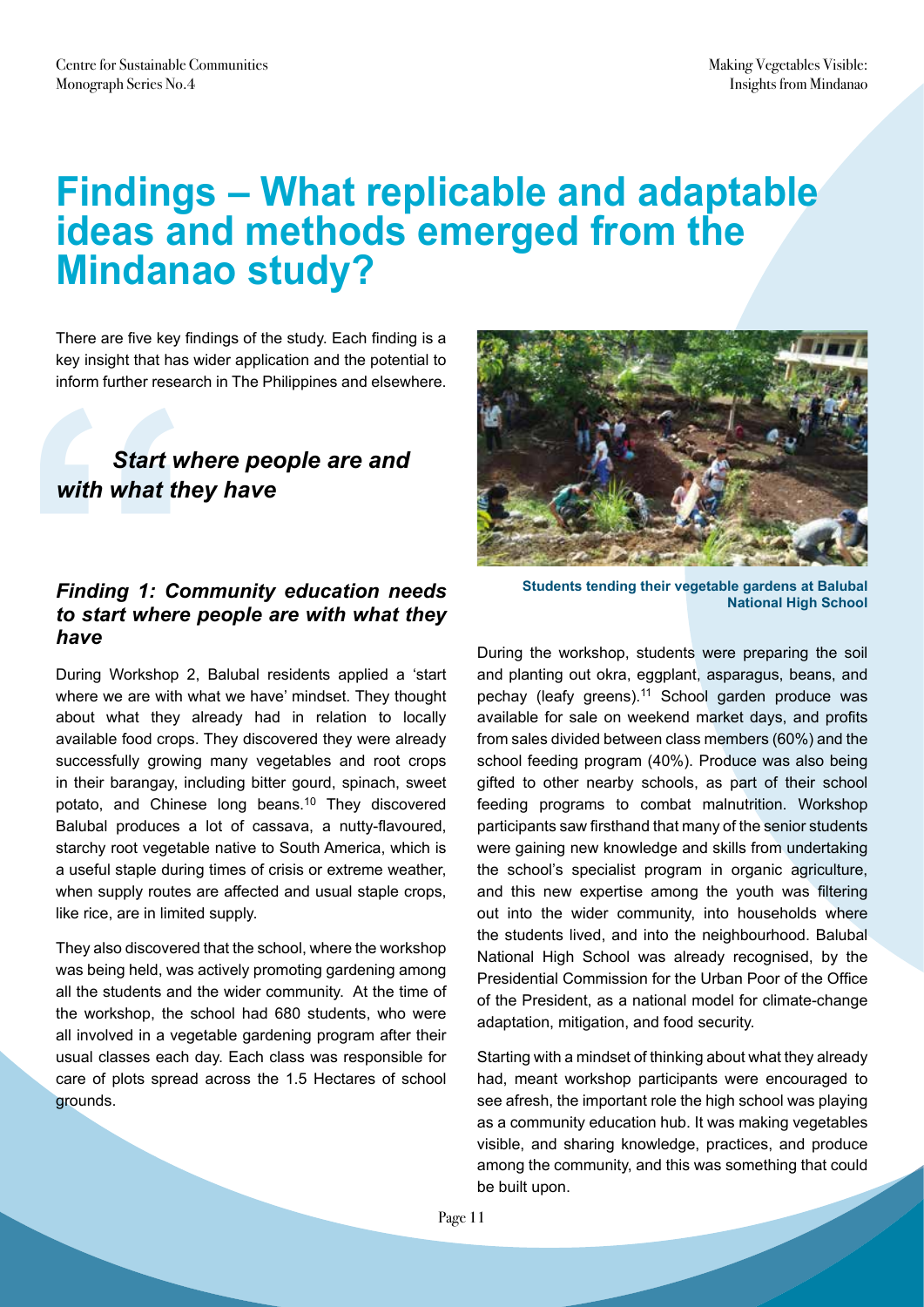# Findings – What replicable and adaptable ideas and methods emerged from the Mindanao study?

There are five key findings of the study. Each finding is a key insight that has wider application and the potential to inform further research in The Philippines and elsewhere.

> ***Start where people are and with what they have***

### *Finding 1: Community education needs to start where people are with what they have*

During Workshop 2, Balubal residents applied a 'start where we are with what we have' mindset. They thought about what they already had in relation to locally available food crops. They discovered they were already successfully growing many vegetables and root crops in their barangay, including bitter gourd, spinach, sweet potato, and Chinese long beans.[10] They discovered Balubal produces a lot of cassava, a nutty-flavoured, starchy root vegetable native to South America, which is a useful staple during times of crisis or extreme weather, when supply routes are affected and usual staple crops, like rice, are in limited supply.

They also discovered that the school, where the workshop was being held, was actively promoting gardening among all the students and the wider community. At the time of the workshop, the school had 680 students, who were all involved in a vegetable gardening program after their usual classes each day. Each class was responsible for care of plots spread across the 1.5 Hectares of school grounds.

**Students tending their vegetable gardens at Balubal National High School**

During the workshop, students were preparing the soil and planting out okra, eggplant, asparagus, beans, and pechay (leafy greens).[11] School garden produce was available for sale on weekend market days, and profits from sales divided between class members (60%) and the school feeding program (40%). Produce was also being gifted to other nearby schools, as part of their school feeding programs to combat malnutrition. Workshop participants saw firsthand that many of the senior students were gaining new knowledge and skills from undertaking the school's specialist program in organic agriculture, and this new expertise among the youth was filtering out into the wider community, into households where the students lived, and into the neighbourhood. Balubal National High School was already recognised, by the Presidential Commission for the Urban Poor of the Office of the President, as a national model for climate-change adaptation, mitigation, and food security.

Starting with a mindset of thinking about what they already had, meant workshop participants were encouraged to see afresh, the important role the high school was playing as a community education hub. It was making vegetables visible, and sharing knowledge, practices, and produce among the community, and this was something that could be built upon.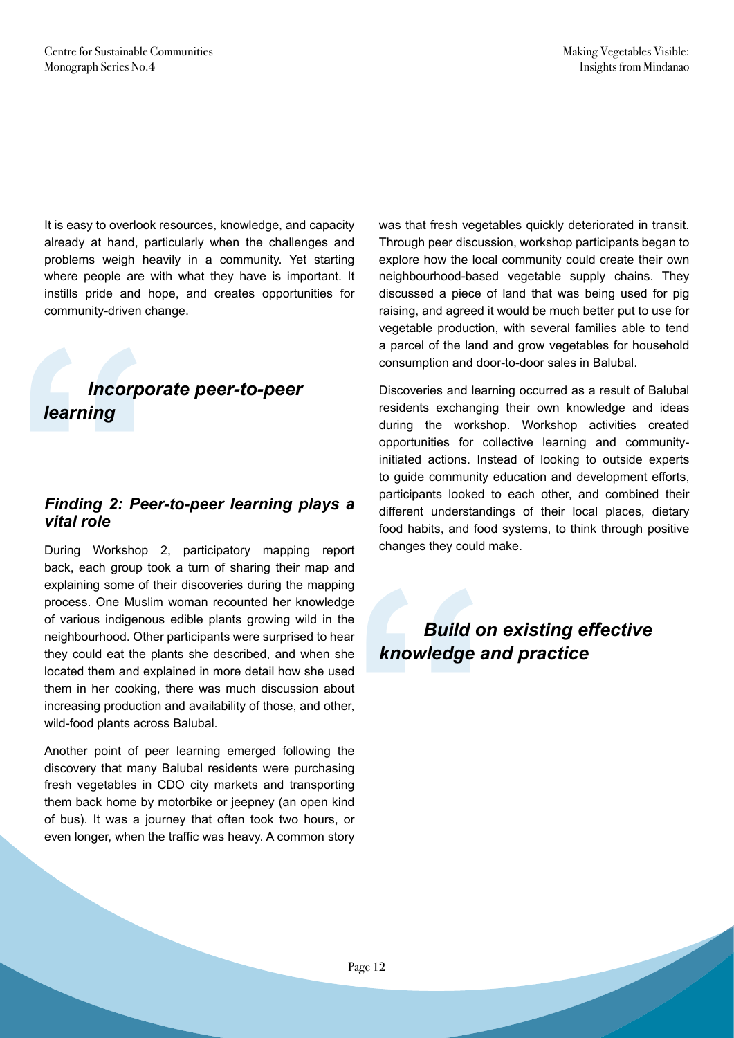It is easy to overlook resources, knowledge, and capacity already at hand, particularly when the challenges and problems weigh heavily in a community. Yet starting where people are with what they have is important. It instills pride and hope, and creates opportunities for community-driven change.

> ***Incorporate peer-to-peer learning***

### *Finding 2: Peer-to-peer learning plays a vital role*

During Workshop 2, participatory mapping report back, each group took a turn of sharing their map and explaining some of their discoveries during the mapping process. One Muslim woman recounted her knowledge of various indigenous edible plants growing wild in the neighbourhood. Other participants were surprised to hear they could eat the plants she described, and when she located them and explained in more detail how she used them in her cooking, there was much discussion about increasing production and availability of those, and other, wild-food plants across Balubal.

Another point of peer learning emerged following the discovery that many Balubal residents were purchasing fresh vegetables in CDO city markets and transporting them back home by motorbike or jeepney (an open kind of bus). It was a journey that often took two hours, or even longer, when the traffic was heavy. A common story was that fresh vegetables quickly deteriorated in transit. Through peer discussion, workshop participants began to explore how the local community could create their own neighbourhood-based vegetable supply chains. They discussed a piece of land that was being used for pig raising, and agreed it would be much better put to use for vegetable production, with several families able to tend a parcel of the land and grow vegetables for household consumption and door-to-door sales in Balubal.

Discoveries and learning occurred as a result of Balubal residents exchanging their own knowledge and ideas during the workshop. Workshop activities created opportunities for collective learning and community-initiated actions. Instead of looking to outside experts to guide community education and development efforts, participants looked to each other, and combined their different understandings of their local places, dietary food habits, and food systems, to think through positive changes they could make.

> ***Build on existing effective knowledge and practice***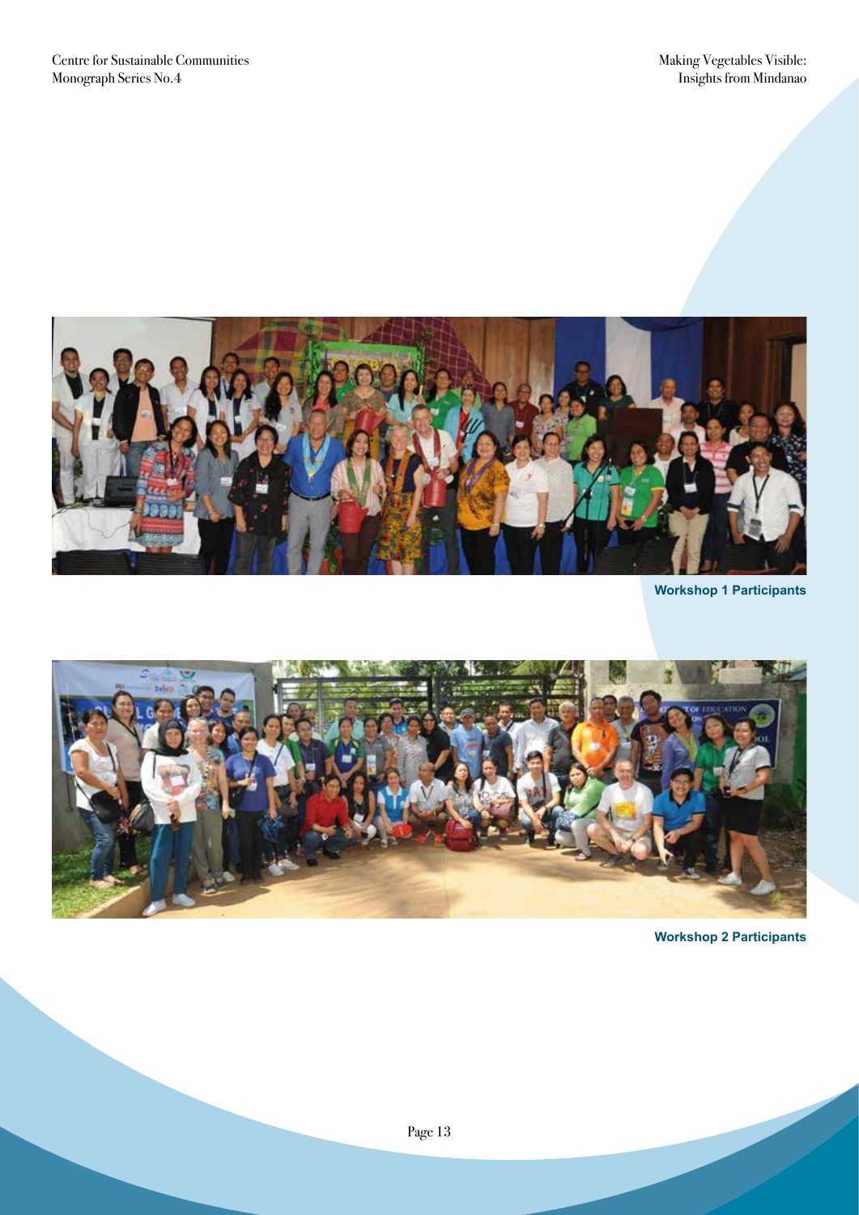Workshop 1 Participants

Workshop 2 Participants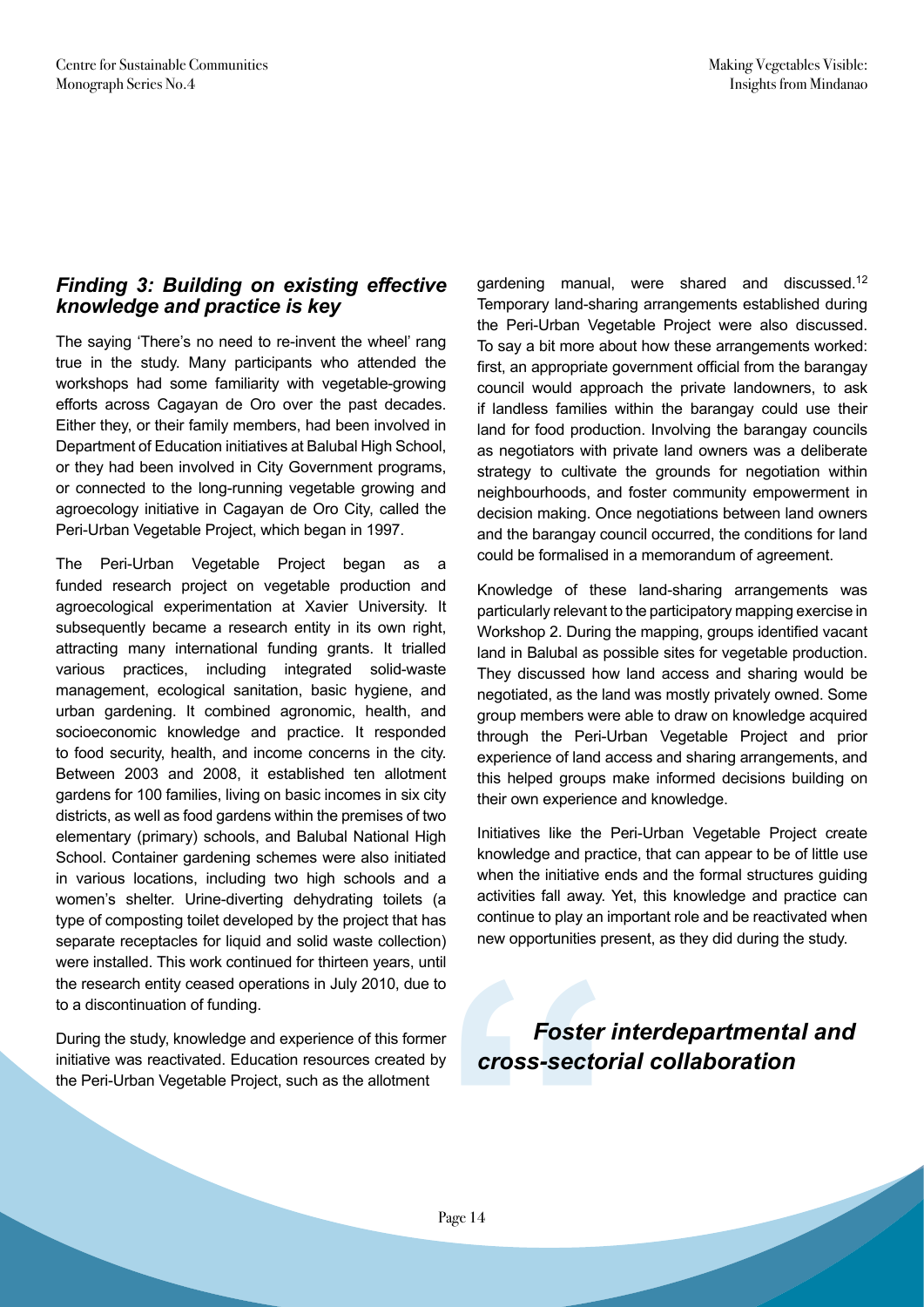### *Finding 3: Building on existing effective knowledge and practice is key*

The saying 'There's no need to re-invent the wheel' rang true in the study. Many participants who attended the workshops had some familiarity with vegetable-growing efforts across Cagayan de Oro over the past decades. Either they, or their family members, had been involved in Department of Education initiatives at Balubal High School, or they had been involved in City Government programs, or connected to the long-running vegetable growing and agroecology initiative in Cagayan de Oro City, called the Peri-Urban Vegetable Project, which began in 1997.

The Peri-Urban Vegetable Project began as a funded research project on vegetable production and agroecological experimentation at Xavier University. It subsequently became a research entity in its own right, attracting many international funding grants. It trialled various practices, including integrated solid-waste management, ecological sanitation, basic hygiene, and urban gardening. It combined agronomic, health, and socioeconomic knowledge and practice. It responded to food security, health, and income concerns in the city. Between 2003 and 2008, it established ten allotment gardens for 100 families, living on basic incomes in six city districts, as well as food gardens within the premises of two elementary (primary) schools, and Balubal National High School. Container gardening schemes were also initiated in various locations, including two high schools and a women's shelter. Urine-diverting dehydrating toilets (a type of composting toilet developed by the project that has separate receptacles for liquid and solid waste collection) were installed. This work continued for thirteen years, until the research entity ceased operations in July 2010, due to to a discontinuation of funding.

During the study, knowledge and experience of this former initiative was reactivated. Education resources created by the Peri-Urban Vegetable Project, such as the allotment gardening manual, were shared and discussed.[12] Temporary land-sharing arrangements established during the Peri-Urban Vegetable Project were also discussed. To say a bit more about how these arrangements worked: first, an appropriate government official from the barangay council would approach the private landowners, to ask if landless families within the barangay could use their land for food production. Involving the barangay councils as negotiators with private land owners was a deliberate strategy to cultivate the grounds for negotiation within neighbourhoods, and foster community empowerment in decision making. Once negotiations between land owners and the barangay council occurred, the conditions for land could be formalised in a memorandum of agreement.

Knowledge of these land-sharing arrangements was particularly relevant to the participatory mapping exercise in Workshop 2. During the mapping, groups identified vacant land in Balubal as possible sites for vegetable production. They discussed how land access and sharing would be negotiated, as the land was mostly privately owned. Some group members were able to draw on knowledge acquired through the Peri-Urban Vegetable Project and prior experience of land access and sharing arrangements, and this helped groups make informed decisions building on their own experience and knowledge.

Initiatives like the Peri-Urban Vegetable Project create knowledge and practice, that can appear to be of little use when the initiative ends and the formal structures guiding activities fall away. Yet, this knowledge and practice can continue to play an important role and be reactivated when new opportunities present, as they did during the study.

***Foster interdepartmental and cross-sectorial collaboration***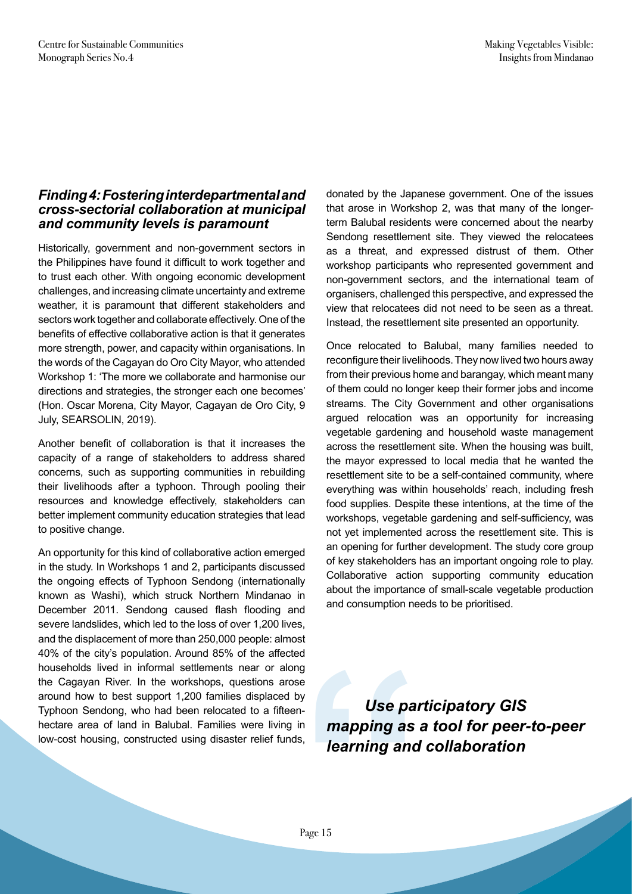### *Finding 4: Fostering interdepartmental and cross-sectorial collaboration at municipal and community levels is paramount*

Historically, government and non-government sectors in the Philippines have found it difficult to work together and to trust each other. With ongoing economic development challenges, and increasing climate uncertainty and extreme weather, it is paramount that different stakeholders and sectors work together and collaborate effectively. One of the benefits of effective collaborative action is that it generates more strength, power, and capacity within organisations. In the words of the Cagayan do Oro City Mayor, who attended Workshop 1: 'The more we collaborate and harmonise our directions and strategies, the stronger each one becomes' (Hon. Oscar Morena, City Mayor, Cagayan de Oro City, 9 July, SEARSOLIN, 2019).

Another benefit of collaboration is that it increases the capacity of a range of stakeholders to address shared concerns, such as supporting communities in rebuilding their livelihoods after a typhoon. Through pooling their resources and knowledge effectively, stakeholders can better implement community education strategies that lead to positive change.

An opportunity for this kind of collaborative action emerged in the study. In Workshops 1 and 2, participants discussed the ongoing effects of Typhoon Sendong (internationally known as Washi), which struck Northern Mindanao in December 2011. Sendong caused flash flooding and severe landslides, which led to the loss of over 1,200 lives, and the displacement of more than 250,000 people: almost 40% of the city's population. Around 85% of the affected households lived in informal settlements near or along the Cagayan River. In the workshops, questions arose around how to best support 1,200 families displaced by Typhoon Sendong, who had been relocated to a fifteen-hectare area of land in Balubal. Families were living in low-cost housing, constructed using disaster relief funds, donated by the Japanese government. One of the issues that arose in Workshop 2, was that many of the longer-term Balubal residents were concerned about the nearby Sendong resettlement site. They viewed the relocatees as a threat, and expressed distrust of them. Other workshop participants who represented government and non-government sectors, and the international team of organisers, challenged this perspective, and expressed the view that relocatees did not need to be seen as a threat. Instead, the resettlement site presented an opportunity.

Once relocated to Balubal, many families needed to reconfigure their livelihoods. They now lived two hours away from their previous home and barangay, which meant many of them could no longer keep their former jobs and income streams. The City Government and other organisations argued relocation was an opportunity for increasing vegetable gardening and household waste management across the resettlement site. When the housing was built, the mayor expressed to local media that he wanted the resettlement site to be a self-contained community, where everything was within households' reach, including fresh food supplies. Despite these intentions, at the time of the workshops, vegetable gardening and self-sufficiency, was not yet implemented across the resettlement site. This is an opening for further development. The study core group of key stakeholders has an important ongoing role to play. Collaborative action supporting community education about the importance of small-scale vegetable production and consumption needs to be prioritised.

> ***Use participatory GIS mapping as a tool for peer-to-peer learning and collaboration***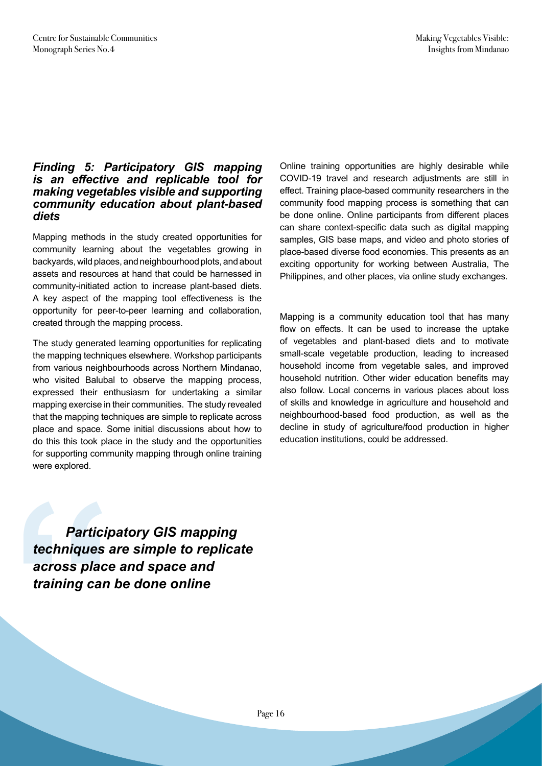### *Finding 5: Participatory GIS mapping is an effective and replicable tool for making vegetables visible and supporting community education about plant-based diets*

Mapping methods in the study created opportunities for community learning about the vegetables growing in backyards, wild places, and neighbourhood plots, and about assets and resources at hand that could be harnessed in community-initiated action to increase plant-based diets. A key aspect of the mapping tool effectiveness is the opportunity for peer-to-peer learning and collaboration, created through the mapping process.

The study generated learning opportunities for replicating the mapping techniques elsewhere. Workshop participants from various neighbourhoods across Northern Mindanao, who visited Balubal to observe the mapping process, expressed their enthusiasm for undertaking a similar mapping exercise in their communities. The study revealed that the mapping techniques are simple to replicate across place and space. Some initial discussions about how to do this this took place in the study and the opportunities for supporting community mapping through online training were explored.

> ***Participatory GIS mapping techniques are simple to replicate across place and space and training can be done online***

Online training opportunities are highly desirable while COVID-19 travel and research adjustments are still in effect. Training place-based community researchers in the community food mapping process is something that can be done online. Online participants from different places can share context-specific data such as digital mapping samples, GIS base maps, and video and photo stories of place-based diverse food economies. This presents as an exciting opportunity for working between Australia, The Philippines, and other places, via online study exchanges.

Mapping is a community education tool that has many flow on effects. It can be used to increase the uptake of vegetables and plant-based diets and to motivate small-scale vegetable production, leading to increased household income from vegetable sales, and improved household nutrition. Other wider education benefits may also follow. Local concerns in various places about loss of skills and knowledge in agriculture and household and neighbourhood-based food production, as well as the decline in study of agriculture/food production in higher education institutions, could be addressed.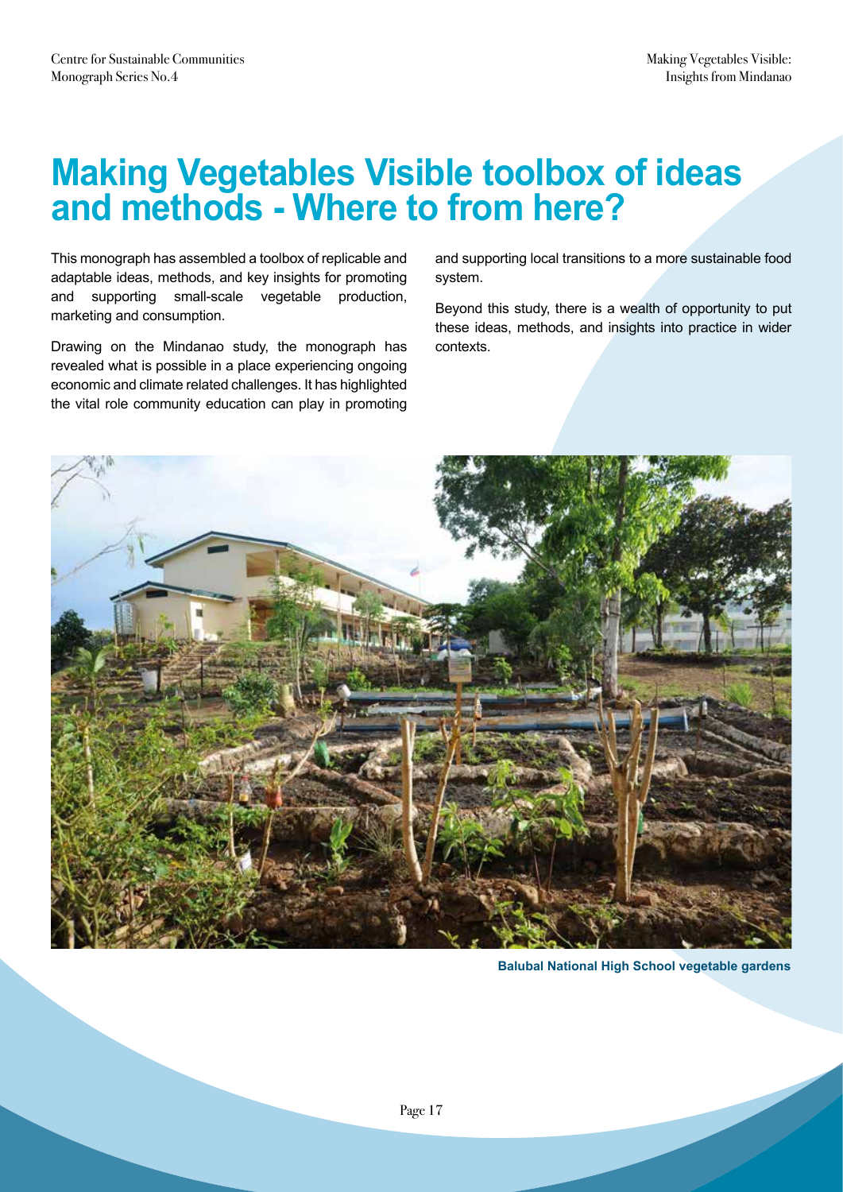# Making Vegetables Visible toolbox of ideas and methods - Where to from here?

This monograph has assembled a toolbox of replicable and adaptable ideas, methods, and key insights for promoting and supporting small-scale vegetable production, marketing and consumption.

Drawing on the Mindanao study, the monograph has revealed what is possible in a place experiencing ongoing economic and climate related challenges. It has highlighted the vital role community education can play in promoting and supporting local transitions to a more sustainable food system.

Beyond this study, there is a wealth of opportunity to put these ideas, methods, and insights into practice in wider contexts.

**Balubal National High School vegetable gardens**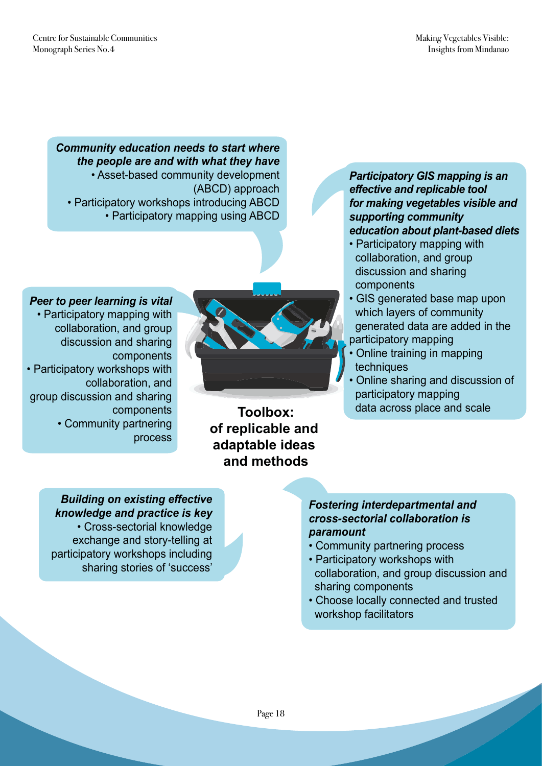**Toolbox: of replicable and adaptable ideas and methods**

***Community education needs to start where the people are and with what they have***

- Asset-based community development (ABCD) approach
- Participatory workshops introducing ABCD
- Participatory mapping using ABCD

***Participatory GIS mapping is an effective and replicable tool for making vegetables visible and supporting community education about plant-based diets***

- Participatory mapping with collaboration, and group discussion and sharing components
- GIS generated base map upon which layers of community generated data are added in the participatory mapping
- Online training in mapping techniques
- Online sharing and discussion of participatory mapping data across place and scale

***Peer to peer learning is vital***

- Participatory mapping with collaboration, and group discussion and sharing components
- Participatory workshops with collaboration, and group discussion and sharing components
- Community partnering process

***Building on existing effective knowledge and practice is key***

- Cross-sectorial knowledge exchange and story-telling at participatory workshops including sharing stories of 'success'

***Fostering interdepartmental and cross-sectorial collaboration is paramount***

- Community partnering process
- Participatory workshops with collaboration, and group discussion and sharing components
- Choose locally connected and trusted workshop facilitators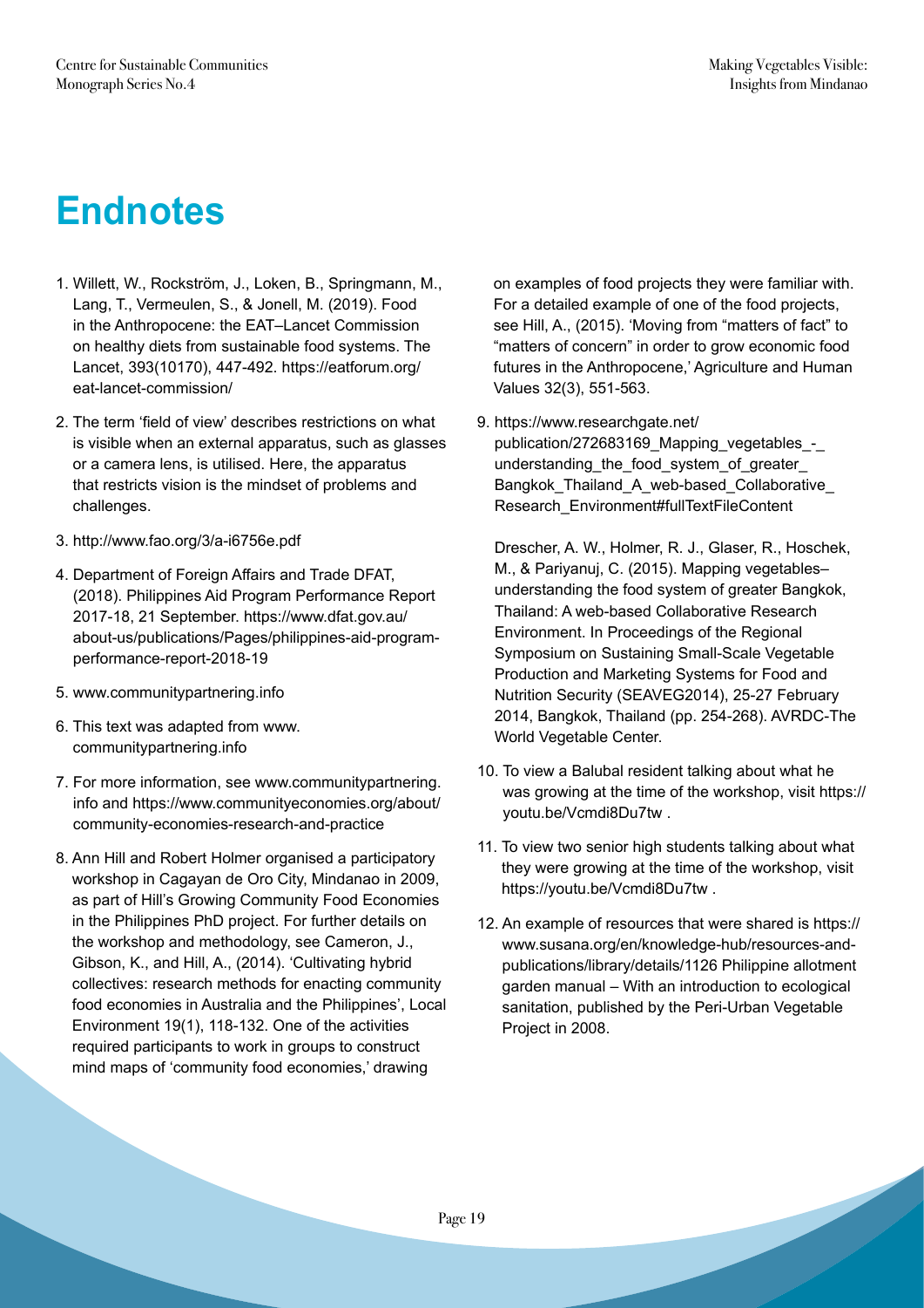# Endnotes

1. Willett, W., Rockström, J., Loken, B., Springmann, M., Lang, T., Vermeulen, S., & Jonell, M. (2019). Food in the Anthropocene: the EAT–Lancet Commission on healthy diets from sustainable food systems. The Lancet, 393(10170), 447-492. https://eatforum.org/eat-lancet-commission/

2. The term 'field of view' describes restrictions on what is visible when an external apparatus, such as glasses or a camera lens, is utilised. Here, the apparatus that restricts vision is the mindset of problems and challenges.

3. http://www.fao.org/3/a-i6756e.pdf

4. Department of Foreign Affairs and Trade DFAT, (2018). Philippines Aid Program Performance Report 2017-18, 21 September. https://www.dfat.gov.au/about-us/publications/Pages/philippines-aid-program-performance-report-2018-19

5. www.communitypartnering.info

6. This text was adapted from www.communitypartnering.info

7. For more information, see www.communitypartnering.info and https://www.communityeconomies.org/about/community-economies-research-and-practice

8. Ann Hill and Robert Holmer organised a participatory workshop in Cagayan de Oro City, Mindanao in 2009, as part of Hill's Growing Community Food Economies in the Philippines PhD project. For further details on the workshop and methodology, see Cameron, J., Gibson, K., and Hill, A., (2014). 'Cultivating hybrid collectives: research methods for enacting community food economies in Australia and the Philippines', Local Environment 19(1), 118-132. One of the activities required participants to work in groups to construct mind maps of 'community food economies,' drawing on examples of food projects they were familiar with. For a detailed example of one of the food projects, see Hill, A., (2015). 'Moving from "matters of fact" to "matters of concern" in order to grow economic food futures in the Anthropocene,' Agriculture and Human Values 32(3), 551-563.

9. https://www.researchgate.net/publication/272683169_Mapping_vegetables_-_understanding_the_food_system_of_greater_Bangkok_Thailand_A_web-based_Collaborative_Research_Environment#fullTextFileContent

   Drescher, A. W., Holmer, R. J., Glaser, R., Hoschek, M., & Pariyanuj, C. (2015). Mapping vegetables–understanding the food system of greater Bangkok, Thailand: A web-based Collaborative Research Environment. In Proceedings of the Regional Symposium on Sustaining Small-Scale Vegetable Production and Marketing Systems for Food and Nutrition Security (SEAVEG2014), 25-27 February 2014, Bangkok, Thailand (pp. 254-268). AVRDC-The World Vegetable Center.

10. To view a Balubal resident talking about what he was growing at the time of the workshop, visit https://youtu.be/Vcmdi8Du7tw .

11. To view two senior high students talking about what they were growing at the time of the workshop, visit https://youtu.be/Vcmdi8Du7tw .

12. An example of resources that were shared is https://www.susana.org/en/knowledge-hub/resources-and-publications/library/details/1126 Philippine allotment garden manual – With an introduction to ecological sanitation, published by the Peri-Urban Vegetable Project in 2008.